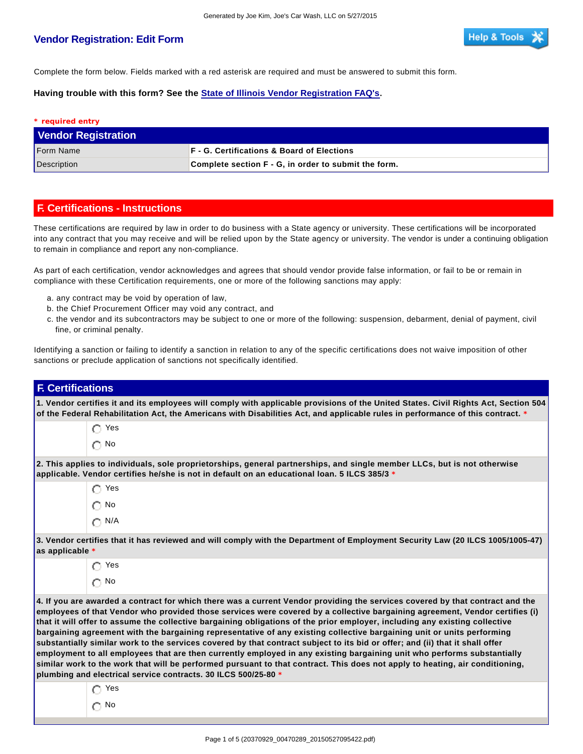# Vendor Registration: Edit Form

Complete the form below. Fields marked with a red asterisk are required and must be answered to submit this form.

**Having trouble with this form? See the State of Illinois Vendor Registration FAQ's.**

* required entry

## Vendor Registration

| | |
|---|---|
| Form Name | **F - G. Certifications & Board of Elections** |
| Description | **Complete section F - G, in order to submit the form.** |

## F. Certifications - Instructions

These certifications are required by law in order to do business with a State agency or university. These certifications will be incorporated into any contract that you may receive and will be relied upon by the State agency or university. The vendor is under a continuing obligation to remain in compliance and report any non-compliance.

As part of each certification, vendor acknowledges and agrees that should vendor provide false information, or fail to be or remain in compliance with these Certification requirements, one or more of the following sanctions may apply:

a. any contract may be void by operation of law,
b. the Chief Procurement Officer may void any contract, and
c. the vendor and its subcontractors may be subject to one or more of the following: suspension, debarment, denial of payment, civil fine, or criminal penalty.

Identifying a sanction or failing to identify a sanction in relation to any of the specific certifications does not waive imposition of other sanctions or preclude application of sanctions not specifically identified.

## F. Certifications

**1. Vendor certifies it and its employees will comply with applicable provisions of the United States. Civil Rights Act, Section 504 of the Federal Rehabilitation Act, the Americans with Disabilities Act, and applicable rules in performance of this contract.** *

- ○ Yes
- ○ No

**2. This applies to individuals, sole proprietorships, general partnerships, and single member LLCs, but is not otherwise applicable. Vendor certifies he/she is not in default on an educational loan. 5 ILCS 385/3** *

- ○ Yes
- ○ No
- ○ N/A

**3. Vendor certifies that it has reviewed and will comply with the Department of Employment Security Law (20 ILCS 1005/1005-47) as applicable** *

- ○ Yes
- ○ No

**4. If you are awarded a contract for which there was a current Vendor providing the services covered by that contract and the employees of that Vendor who provided those services were covered by a collective bargaining agreement, Vendor certifies (i) that it will offer to assume the collective bargaining obligations of the prior employer, including any existing collective bargaining agreement with the bargaining representative of any existing collective bargaining unit or units performing substantially similar work to the services covered by that contract subject to its bid or offer; and (ii) that it shall offer employment to all employees that are then currently employed in any existing bargaining unit who performs substantially similar work to the work that will be performed pursuant to that contract. This does not apply to heating, air conditioning, plumbing and electrical service contracts. 30 ILCS 500/25-80** *

- ○ Yes
- ○ No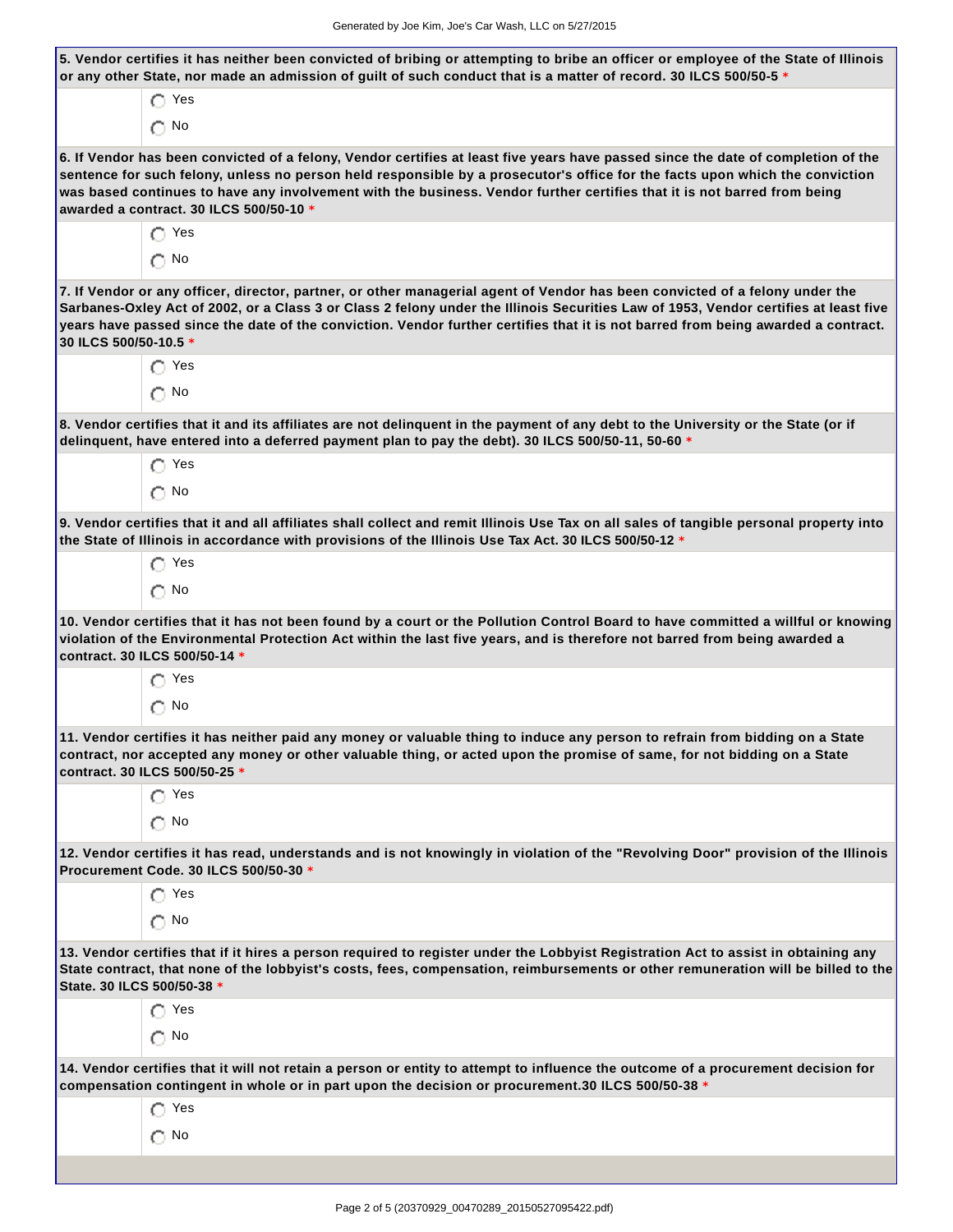**5. Vendor certifies it has neither been convicted of bribing or attempting to bribe an officer or employee of the State of Illinois or any other State, nor made an admission of guilt of such conduct that is a matter of record. 30 ILCS 500/50-5 ***

- ○ Yes
- ○ No

**6. If Vendor has been convicted of a felony, Vendor certifies at least five years have passed since the date of completion of the sentence for such felony, unless no person held responsible by a prosecutor's office for the facts upon which the conviction was based continues to have any involvement with the business. Vendor further certifies that it is not barred from being awarded a contract. 30 ILCS 500/50-10 ***

- ○ Yes
- ○ No

**7. If Vendor or any officer, director, partner, or other managerial agent of Vendor has been convicted of a felony under the Sarbanes-Oxley Act of 2002, or a Class 3 or Class 2 felony under the Illinois Securities Law of 1953, Vendor certifies at least five years have passed since the date of the conviction. Vendor further certifies that it is not barred from being awarded a contract. 30 ILCS 500/50-10.5 ***

- ○ Yes
- ○ No

**8. Vendor certifies that it and its affiliates are not delinquent in the payment of any debt to the University or the State (or if delinquent, have entered into a deferred payment plan to pay the debt). 30 ILCS 500/50-11, 50-60 ***

- ○ Yes
- ○ No

**9. Vendor certifies that it and all affiliates shall collect and remit Illinois Use Tax on all sales of tangible personal property into the State of Illinois in accordance with provisions of the Illinois Use Tax Act. 30 ILCS 500/50-12 ***

- ○ Yes
- ○ No

**10. Vendor certifies that it has not been found by a court or the Pollution Control Board to have committed a willful or knowing violation of the Environmental Protection Act within the last five years, and is therefore not barred from being awarded a contract. 30 ILCS 500/50-14 ***

- ○ Yes
- ○ No

**11. Vendor certifies it has neither paid any money or valuable thing to induce any person to refrain from bidding on a State contract, nor accepted any money or other valuable thing, or acted upon the promise of same, for not bidding on a State contract. 30 ILCS 500/50-25 ***

- ○ Yes
- ○ No

**12. Vendor certifies it has read, understands and is not knowingly in violation of the "Revolving Door" provision of the Illinois Procurement Code. 30 ILCS 500/50-30 ***

- ○ Yes
- ○ No

**13. Vendor certifies that if it hires a person required to register under the Lobbyist Registration Act to assist in obtaining any State contract, that none of the lobbyist's costs, fees, compensation, reimbursements or other remuneration will be billed to the State. 30 ILCS 500/50-38 ***

- ○ Yes
- ○ No

**14. Vendor certifies that it will not retain a person or entity to attempt to influence the outcome of a procurement decision for compensation contingent in whole or in part upon the decision or procurement.30 ILCS 500/50-38 ***

- ○ Yes
- ○ No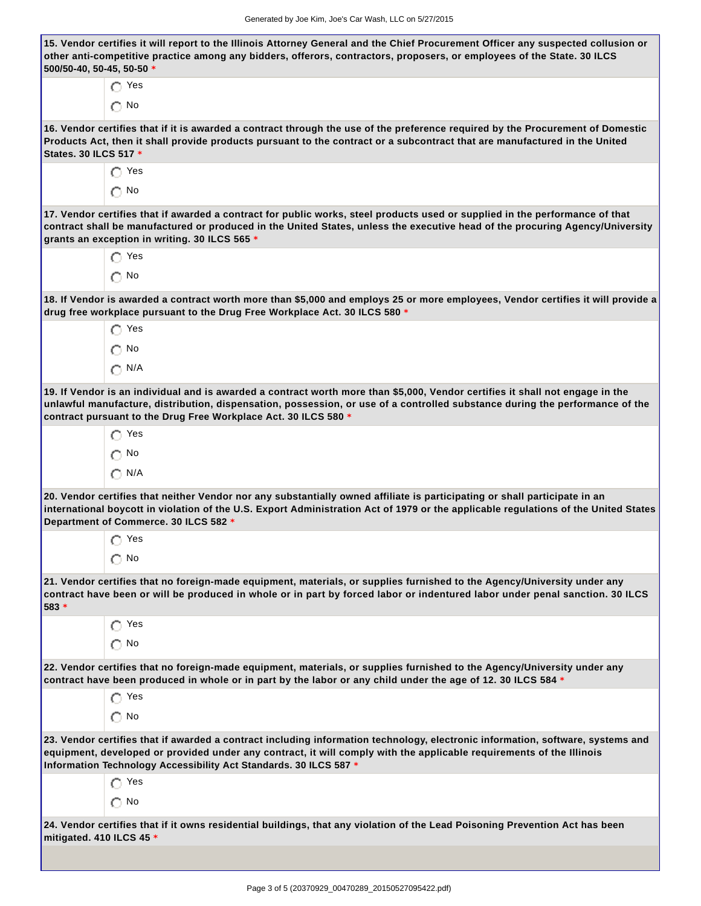**15. Vendor certifies it will report to the Illinois Attorney General and the Chief Procurement Officer any suspected collusion or other anti-competitive practice among any bidders, offerors, contractors, proposers, or employees of the State. 30 ILCS 500/50-40, 50-45, 50-50 ***

- ○ Yes
- ○ No

**16. Vendor certifies that if it is awarded a contract through the use of the preference required by the Procurement of Domestic Products Act, then it shall provide products pursuant to the contract or a subcontract that are manufactured in the United States. 30 ILCS 517 ***

- ○ Yes
- ○ No

**17. Vendor certifies that if awarded a contract for public works, steel products used or supplied in the performance of that contract shall be manufactured or produced in the United States, unless the executive head of the procuring Agency/University grants an exception in writing. 30 ILCS 565 ***

- ○ Yes
- ○ No

**18. If Vendor is awarded a contract worth more than $5,000 and employs 25 or more employees, Vendor certifies it will provide a drug free workplace pursuant to the Drug Free Workplace Act. 30 ILCS 580 ***

- ○ Yes
- ○ No
- ○ N/A

**19. If Vendor is an individual and is awarded a contract worth more than $5,000, Vendor certifies it shall not engage in the unlawful manufacture, distribution, dispensation, possession, or use of a controlled substance during the performance of the contract pursuant to the Drug Free Workplace Act. 30 ILCS 580 ***

- ○ Yes
- ○ No
- ○ N/A

**20. Vendor certifies that neither Vendor nor any substantially owned affiliate is participating or shall participate in an international boycott in violation of the U.S. Export Administration Act of 1979 or the applicable regulations of the United States Department of Commerce. 30 ILCS 582 ***

- ○ Yes
- ○ No

**21. Vendor certifies that no foreign-made equipment, materials, or supplies furnished to the Agency/University under any contract have been or will be produced in whole or in part by forced labor or indentured labor under penal sanction. 30 ILCS 583 ***

- ○ Yes
- ○ No

**22. Vendor certifies that no foreign-made equipment, materials, or supplies furnished to the Agency/University under any contract have been produced in whole or in part by the labor or any child under the age of 12. 30 ILCS 584 ***

- ○ Yes
- ○ No

**23. Vendor certifies that if awarded a contract including information technology, electronic information, software, systems and equipment, developed or provided under any contract, it will comply with the applicable requirements of the Illinois Information Technology Accessibility Act Standards. 30 ILCS 587 ***

- ○ Yes
- ○ No

**24. Vendor certifies that if it owns residential buildings, that any violation of the Lead Poisoning Prevention Act has been mitigated. 410 ILCS 45 ***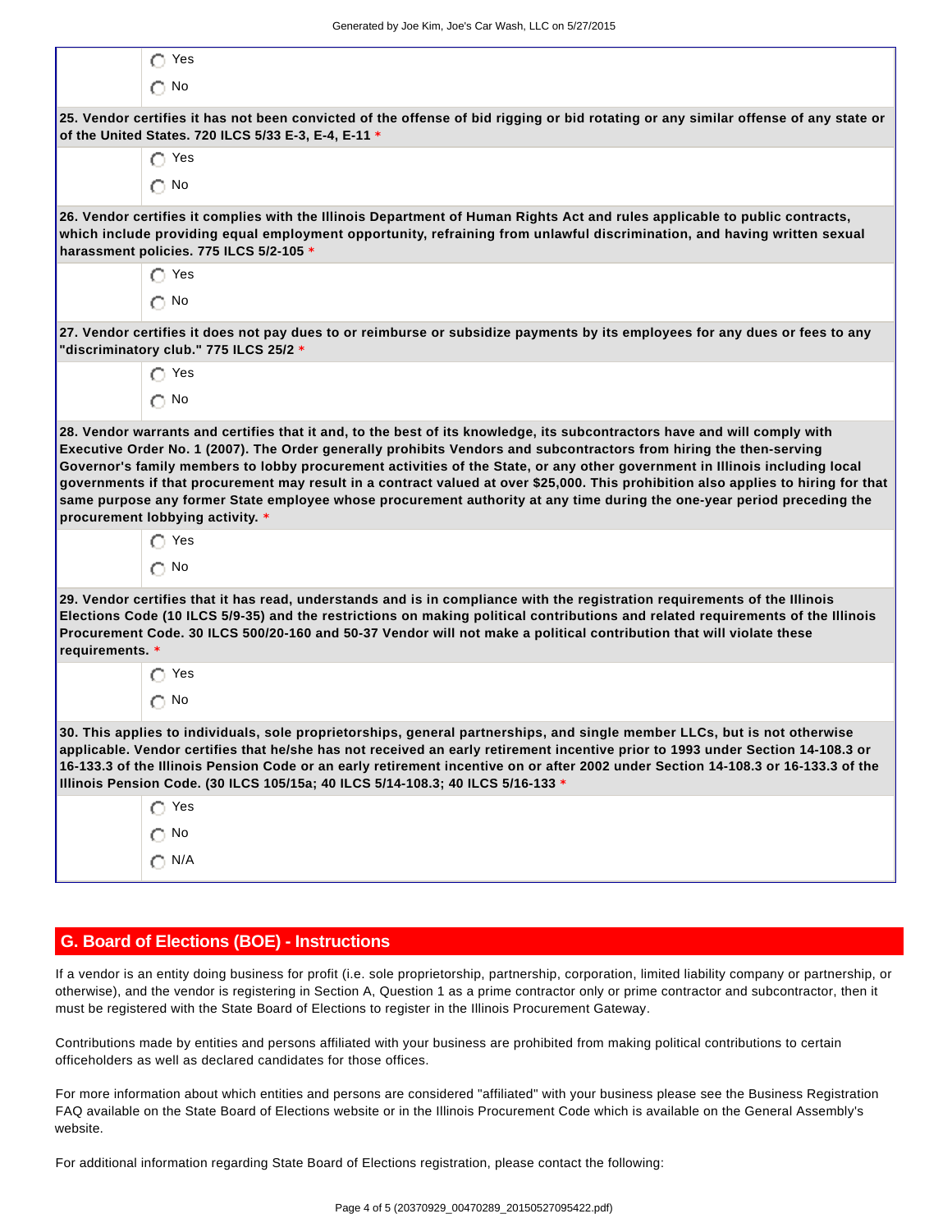- ◯ Yes
- ◯ No

**25. Vendor certifies it has not been convicted of the offense of bid rigging or bid rotating or any similar offense of any state or of the United States. 720 ILCS 5/33 E-3, E-4, E-11** *

- ◯ Yes
- ◯ No

**26. Vendor certifies it complies with the Illinois Department of Human Rights Act and rules applicable to public contracts, which include providing equal employment opportunity, refraining from unlawful discrimination, and having written sexual harassment policies. 775 ILCS 5/2-105** *

- ◯ Yes
- ◯ No

**27. Vendor certifies it does not pay dues to or reimburse or subsidize payments by its employees for any dues or fees to any "discriminatory club." 775 ILCS 25/2** *

- ◯ Yes
- ◯ No

**28. Vendor warrants and certifies that it and, to the best of its knowledge, its subcontractors have and will comply with Executive Order No. 1 (2007). The Order generally prohibits Vendors and subcontractors from hiring the then-serving Governor's family members to lobby procurement activities of the State, or any other government in Illinois including local governments if that procurement may result in a contract valued at over $25,000. This prohibition also applies to hiring for that same purpose any former State employee whose procurement authority at any time during the one-year period preceding the procurement lobbying activity.** *

- ◯ Yes
- ◯ No

**29. Vendor certifies that it has read, understands and is in compliance with the registration requirements of the Illinois Elections Code (10 ILCS 5/9-35) and the restrictions on making political contributions and related requirements of the Illinois Procurement Code. 30 ILCS 500/20-160 and 50-37 Vendor will not make a political contribution that will violate these requirements.** *

- ◯ Yes
- ◯ No

**30. This applies to individuals, sole proprietorships, general partnerships, and single member LLCs, but is not otherwise applicable. Vendor certifies that he/she has not received an early retirement incentive prior to 1993 under Section 14-108.3 or 16-133.3 of the Illinois Pension Code or an early retirement incentive on or after 2002 under Section 14-108.3 or 16-133.3 of the Illinois Pension Code. (30 ILCS 105/15a; 40 ILCS 5/14-108.3; 40 ILCS 5/16-133** *

- ◯ Yes
- ◯ No
- ◯ N/A

## G. Board of Elections (BOE) - Instructions

If a vendor is an entity doing business for profit (i.e. sole proprietorship, partnership, corporation, limited liability company or partnership, or otherwise), and the vendor is registering in Section A, Question 1 as a prime contractor only or prime contractor and subcontractor, then it must be registered with the State Board of Elections to register in the Illinois Procurement Gateway.

Contributions made by entities and persons affiliated with your business are prohibited from making political contributions to certain officeholders as well as declared candidates for those offices.

For more information about which entities and persons are considered "affiliated" with your business please see the Business Registration FAQ available on the State Board of Elections website or in the Illinois Procurement Code which is available on the General Assembly's website.

For additional information regarding State Board of Elections registration, please contact the following: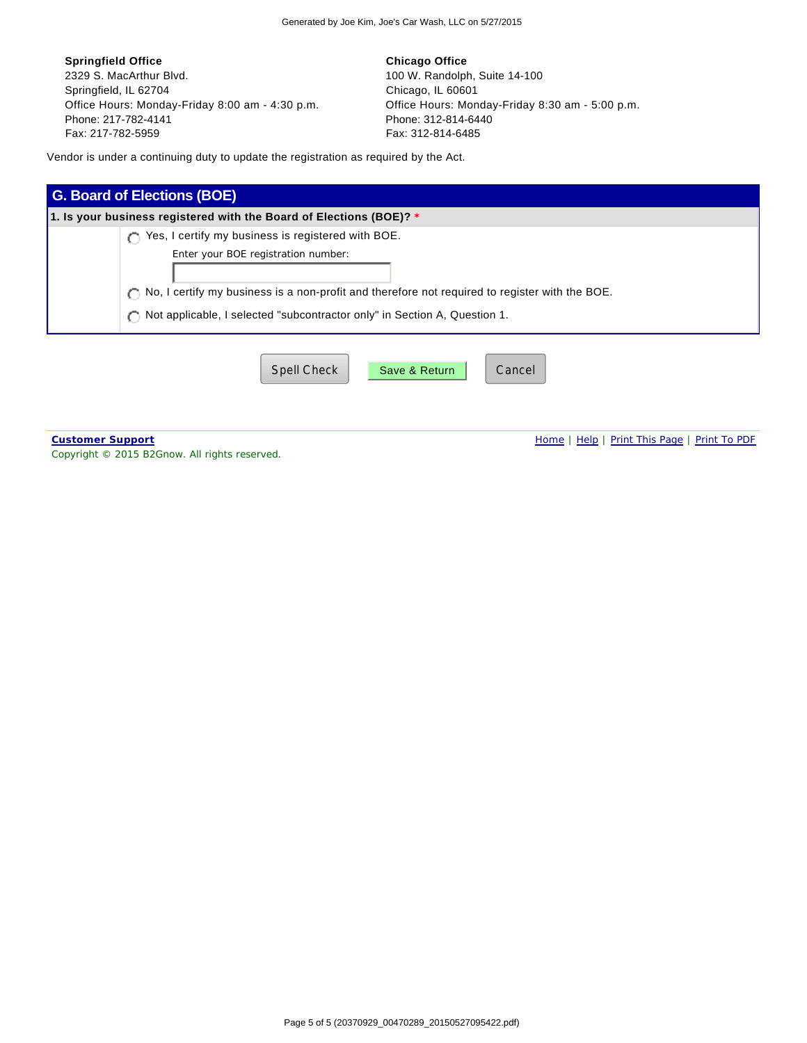**Springfield Office**
2329 S. MacArthur Blvd.
Springfield, IL 62704
Office Hours: Monday-Friday 8:00 am - 4:30 p.m.
Phone: 217-782-4141
Fax: 217-782-5959

**Chicago Office**
100 W. Randolph, Suite 14-100
Chicago, IL 60601
Office Hours: Monday-Friday 8:30 am - 5:00 p.m.
Phone: 312-814-6440
Fax: 312-814-6485

Vendor is under a continuing duty to update the registration as required by the Act.

## G. Board of Elections (BOE)

**1. Is your business registered with the Board of Elections (BOE)? ***

- ◯ Yes, I certify my business is registered with BOE.
  Enter your BOE registration number: ____________
- ◯ No, I certify my business is a non-profit and therefore not required to register with the BOE.
- ◯ Not applicable, I selected "subcontractor only" in Section A, Question 1.

Spell Check | Save & Return | Cancel

**Customer Support**
Copyright © 2015 B2Gnow. All rights reserved.

Home | Help | Print This Page | Print To PDF